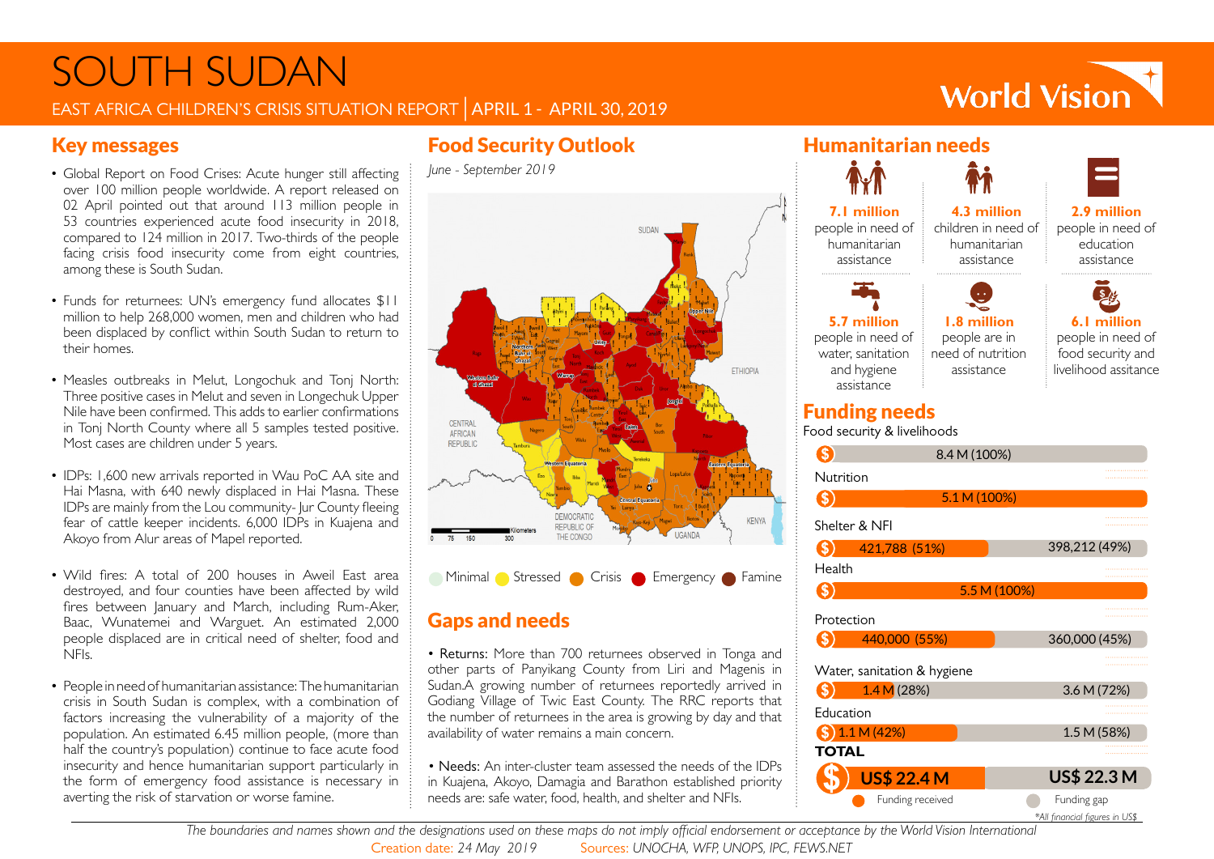# SOUTH SUDAN

EAST AFRICA CHILDREN'S CRISIS SITUATION REPORT | APRIL 1 - APRIL 30, 2019

World Vision

## Key messages

- Global Report on Food Crises: Acute hunger still affecting over 100 million people worldwide. A report released on 02 April pointed out that around 113 million people in 53 countries experienced acute food insecurity in 2018, compared to 124 million in 2017. Two-thirds of the people facing crisis food insecurity come from eight countries, among these is South Sudan.
- Funds for returnees: UN's emergency fund allocates $11 million to help 268,000 women, men and children who had been displaced by conflict within South Sudan to return to their homes.
- Measles outbreaks in Melut, Longochuk and Tonj North: Three positive cases in Melut and seven in Longechuk Upper Nile have been confirmed. This adds to earlier confirmations in Tonj North County where all 5 samples tested positive. Most cases are children under 5 years.
- IDPs: 1,600 new arrivals reported in Wau PoC AA site and Hai Masna, with 640 newly displaced in Hai Masna. These IDPs are mainly from the Lou community- Jur County fleeing fear of cattle keeper incidents. 6,000 IDPs in Kuajena and Akoyo from Alur areas of Mapel reported.
- Wild fires: A total of 200 houses in Aweil East area destroyed, and four counties have been affected by wild fires between January and March, including Rum-Aker, Baac, Wunatemei and Warguet. An estimated 2,000 people displaced are in critical need of shelter, food and NFIs.
- People in need of humanitarian assistance: The humanitarian crisis in South Sudan is complex, with a combination of factors increasing the vulnerability of a majority of the population. An estimated 6.45 million people, (more than half the country's population) continue to face acute food insecurity and hence humanitarian support particularly in the form of emergency food assistance is necessary in averting the risk of starvation or worse famine.

## Food Security Outlook

*June - September 2019*

Minimal | Stressed | Crisis | Emergency | Famine

## Gaps and needs

- Returns: More than 700 returnees observed in Tonga and other parts of Panyikang County from Liri and Magenis in Sudan.A growing number of returnees reportedly arrived in Godiang Village of Twic East County. The RRC reports that the number of returnees in the area is growing by day and that availability of water remains a main concern.
- Needs: An inter-cluster team assessed the needs of the IDPs in Kuajena, Akoyo, Damagia and Barathon established priority needs are: safe water, food, health, and shelter and NFIs.

## Humanitarian needs

- **7.1 million** people in need of humanitarian assistance
- **4.3 million** children in need of humanitarian assistance
- **2.9 million** people in need of education assistance
- **5.7 million** people in need of water, sanitation and hygiene assistance
- **1.8 million** people are in need of nutrition assistance
- **6.1 million** people in need of food security and livelihood assistance

## Funding needs

| Sector | Funding received | Funding gap |
|---|---|---|
| Food security & livelihoods | 8.4 M (100%) | |
| Nutrition | 5.1 M (100%) | |
| Shelter & NFI | 421,788 (51%) | 398,212 (49%) |
| Health | 5.5 M (100%) | |
| Protection | 440,000 (55%) | 360,000 (45%) |
| Water, sanitation & hygiene | 1.4 M (28%) | 3.6 M (72%) |
| Education | 1.1 M (42%) | 1.5 M (58%) |
| **TOTAL** | **US$ 22.4 M** | **US$ 22.3 M** |

*All financial figures in US$

*The boundaries and names shown and the designations used on these maps do not imply official endorsement or acceptance by the World Vision International*

Creation date: 24 May 2019 Sources: UNOCHA, WFP, UNOPS, IPC, FEWS.NET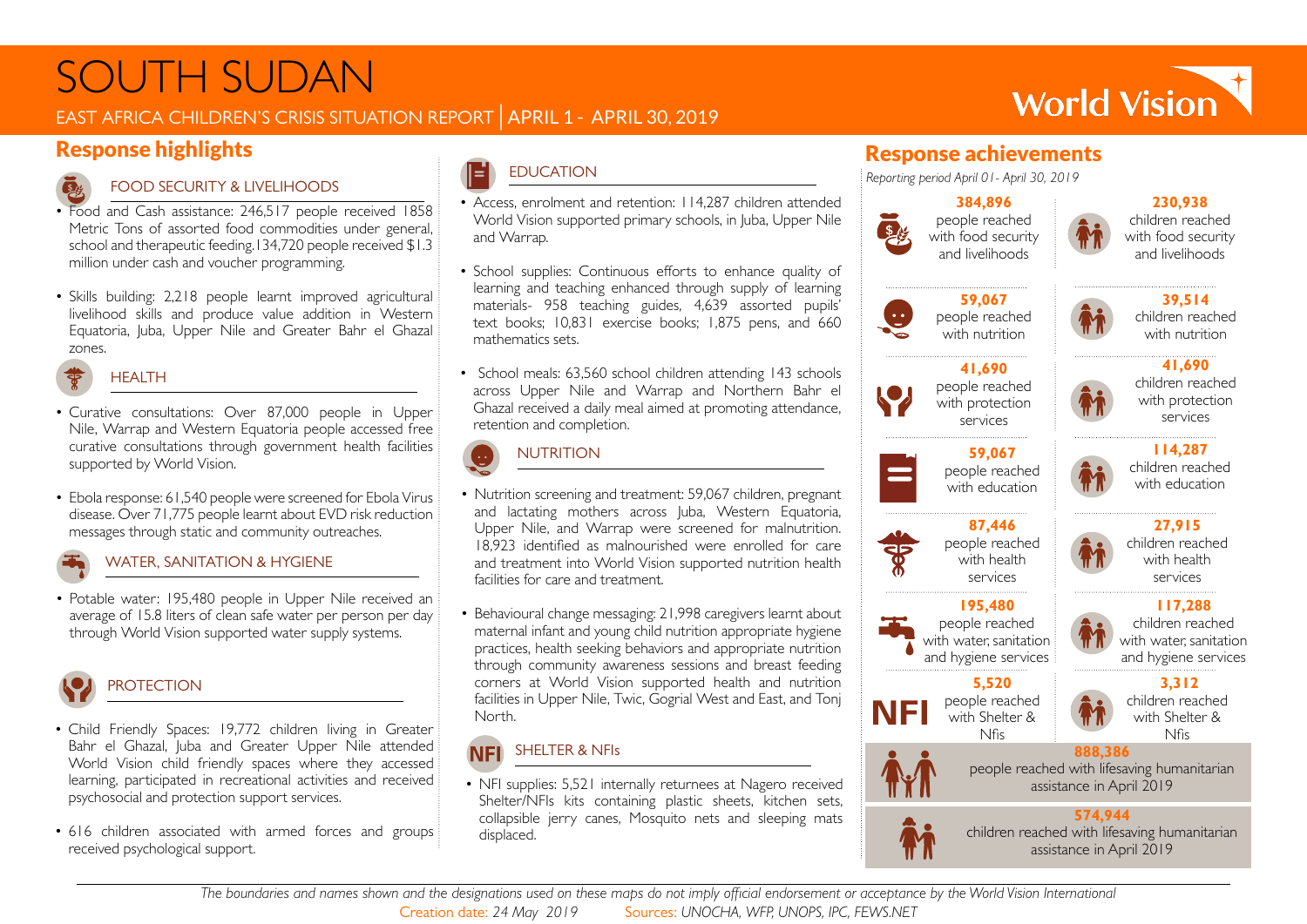# SOUTH SUDAN

EAST AFRICA CHILDREN'S CRISIS SITUATION REPORT | APRIL 1 - APRIL 30, 2019

World Vision

## Response highlights

### FOOD SECURITY & LIVELIHOODS

- Food and Cash assistance: 246,517 people received 1858 Metric Tons of assorted food commodities under general, school and therapeutic feeding.134,720 people received $1.3 million under cash and voucher programming.
- Skills building: 2,218 people learnt improved agricultural livelihood skills and produce value addition in Western Equatoria, Juba, Upper Nile and Greater Bahr el Ghazal zones.

### HEALTH

- Curative consultations: Over 87,000 people in Upper Nile, Warrap and Western Equatoria people accessed free curative consultations through government health facilities supported by World Vision.
- Ebola response: 61,540 people were screened for Ebola Virus disease. Over 71,775 people learnt about EVD risk reduction messages through static and community outreaches.

### WATER, SANITATION & HYGIENE

- Potable water: 195,480 people in Upper Nile received an average of 15.8 liters of clean safe water per person per day through World Vision supported water supply systems.

### PROTECTION

- Child Friendly Spaces: 19,772 children living in Greater Bahr el Ghazal, Juba and Greater Upper Nile attended World Vision child friendly spaces where they accessed learning, participated in recreational activities and received psychosocial and protection support services.
- 616 children associated with armed forces and groups received psychological support.

### EDUCATION

- Access, enrolment and retention: 114,287 children attended World Vision supported primary schools, in Juba, Upper Nile and Warrap.
- School supplies: Continuous efforts to enhance quality of learning and teaching enhanced through supply of learning materials- 958 teaching guides, 4,639 assorted pupils' text books; 10,831 exercise books; 1,875 pens, and 660 mathematics sets.
- School meals: 63,560 school children attending 143 schools across Upper Nile and Warrap and Northern Bahr el Ghazal received a daily meal aimed at promoting attendance, retention and completion.

### NUTRITION

- Nutrition screening and treatment: 59,067 children, pregnant and lactating mothers across Juba, Western Equatoria, Upper Nile, and Warrap were screened for malnutrition. 18,923 identified as malnourished were enrolled for care and treatment into World Vision supported nutrition health facilities for care and treatment.
- Behavioural change messaging: 21,998 caregivers learnt about maternal infant and young child nutrition appropriate hygiene practices, health seeking behaviors and appropriate nutrition through community awareness sessions and breast feeding corners at World Vision supported health and nutrition facilities in Upper Nile, Twic, Gogrial West and East, and Tonj North.

### SHELTER & NFIs

- NFI supplies: 5,521 internally returnees at Nagero received Shelter/NFIs kits containing plastic sheets, kitchen sets, collapsible jerry canes, Mosquito nets and sleeping mats displaced.

## Response achievements

*Reporting period April 01- April 30, 2019*

| People reached | Children reached |
|---|---|
| **384,896** people reached with food security and livelihoods | **230,938** children reached with food security and livelihoods |
| **59,067** people reached with nutrition | **39,514** children reached with nutrition |
| **41,690** people reached with protection services | **41,690** children reached with protection services |
| **59,067** people reached with education | **114,287** children reached with education |
| **87,446** people reached with health services | **27,915** children reached with health services |
| **195,480** people reached with water, sanitation and hygiene services | **117,288** children reached with water, sanitation and hygiene services |
| **5,520** people reached with Shelter & Nfis | **3,312** children reached with Shelter & Nfis |

**888,386** people reached with lifesaving humanitarian assistance in April 2019

**574,944** children reached with lifesaving humanitarian assistance in April 2019

*The boundaries and names shown and the designations used on these maps do not imply official endorsement or acceptance by the World Vision International*

Creation date: *24 May 2019* Sources: *UNOCHA, WFP, UNOPS, IPC, FEWS.NET*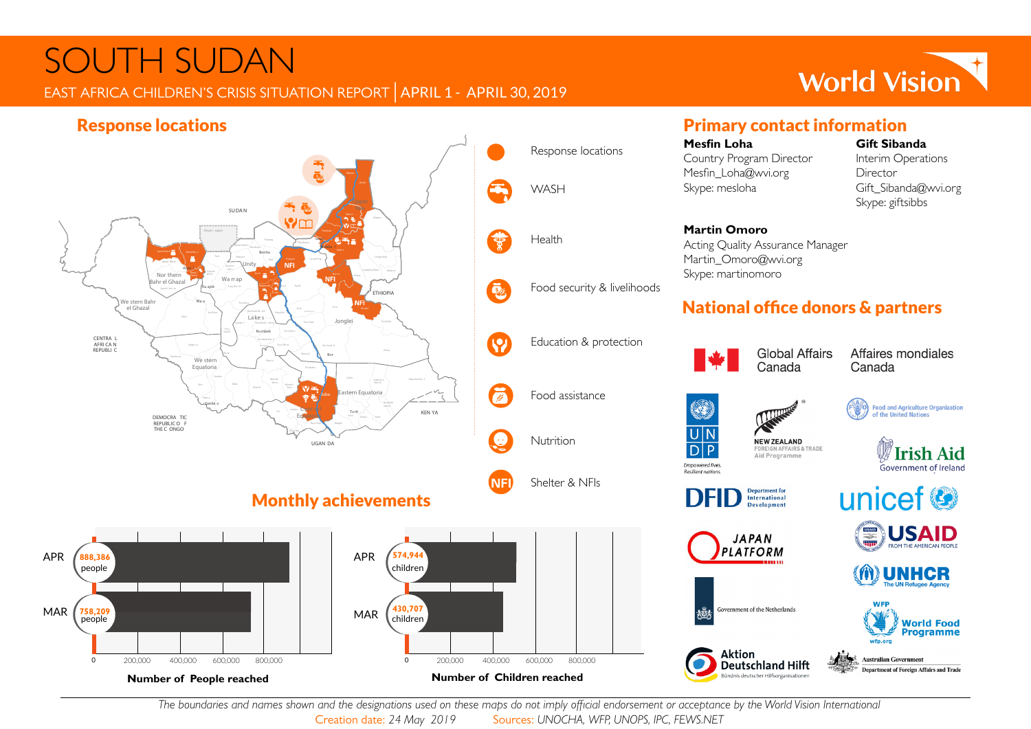# SOUTH SUDAN

EAST AFRICA CHILDREN'S CRISIS SITUATION REPORT | APRIL 1 - APRIL 30, 2019

World Vision

## Response locations

- Response locations
- WASH
- Health
- Food security & livelihoods
- Education & protection
- Food assistance
- Nutrition
- Shelter & NFIs

## Monthly achievements

APR
888,386 people

MAR
758,209 people

0
200,000
400,000
600,000
800,000

**Number of People reached**

APR
574,944 children

MAR
430,707 children

0
200,000
400,000
600,000
800,000

**Number of Children reached**

## Primary contact information

**Mesfin Loha**
Country Program Director
Mesfin_Loha@wvi.org
Skype: mesloha

**Gift Sibanda**
Interim Operations Director
Gift_Sibanda@wvi.org
Skype: giftsibbs

**Martin Omoro**
Acting Quality Assurance Manager
Martin_Omoro@wvi.org
Skype: martinomoro

## National office donors & partners

Global Affairs Canada | Affaires mondiales Canada

UNDP – Empowered lives. Resilient nations.

New Zealand Foreign Affairs & Trade Aid Programme

Food and Agriculture Organization of the United Nations

Irish Aid – Government of Ireland

DFID – Department for International Development

unicef

Japan Platform

USAID – From the American People

UNHCR – The UN Refugee Agency

Government of the Netherlands

WFP – World Food Programme – wfp.org

Aktion Deutschland Hilft – Bündnis deutscher Hilfsorganisationen

Australian Government – Department of Foreign Affairs and Trade

*The boundaries and names shown and the designations used on these maps do not imply official endorsement or acceptance by the World Vision International*

Creation date: *24 May 2019* Sources: *UNOCHA, WFP, UNOPS, IPC, FEWS.NET*